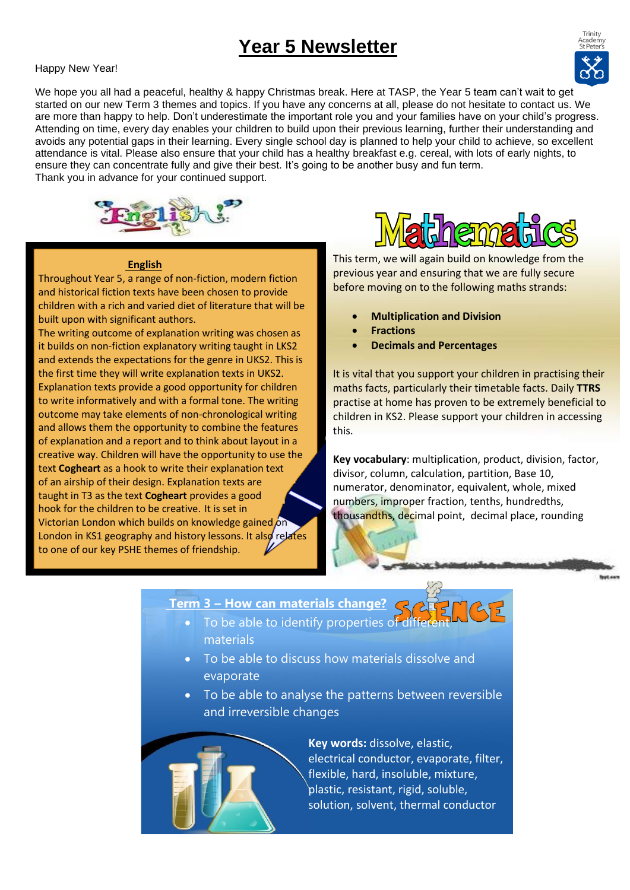# Year 5 Newsletter

Happy New Year!

We hope you all had a peaceful, healthy & happy Christmas break. Here at TASP, the Year 5 team can't wait to get started on our new Term 3 themes and topics. If you have any concerns at all, please do not hesitate to contact us. We are more than happy to help. Don't underestimate the important role you and your families have on your child's progress. Attending on time, every day enables your children to build upon their previous learning, further their understanding and avoids any potential gaps in their learning. Every single school day is planned to help your child to achieve, so excellent attendance is vital. Please also ensure that your child has a healthy breakfast e.g. cereal, with lots of early nights, to ensure they can concentrate fully and give their best. It's going to be another busy and fun term.
Thank you in advance for your continued support.

## English

Throughout Year 5, a range of non-fiction, modern fiction and historical fiction texts have been chosen to provide children with a rich and varied diet of literature that will be built upon with significant authors.
The writing outcome of explanation writing was chosen as it builds on non-fiction explanatory writing taught in LKS2 and extends the expectations for the genre in UKS2. This is the first time they will write explanation texts in UKS2. Explanation texts provide a good opportunity for children to write informatively and with a formal tone. The writing outcome may take elements of non-chronological writing and allows them the opportunity to combine the features of explanation and a report and to think about layout in a creative way. Children will have the opportunity to use the text **Cogheart** as a hook to write their explanation text of an airship of their design. Explanation texts are taught in T3 as the text **Cogheart** provides a good hook for the children to be creative. It is set in Victorian London which builds on knowledge gained on London in KS1 geography and history lessons. It also relates to one of our key PSHE themes of friendship.

## Mathematics

This term, we will again build on knowledge from the previous year and ensuring that we are fully secure before moving on to the following maths strands:

- **Multiplication and Division**
- **Fractions**
- **Decimals and Percentages**

It is vital that you support your children in practising their maths facts, particularly their timetable facts. Daily **TTRS** practise at home has proven to be extremely beneficial to children in KS2. Please support your children in accessing this.

**Key vocabulary**: multiplication, product, division, factor, divisor, column, calculation, partition, Base 10, numerator, denominator, equivalent, whole, mixed numbers, improper fraction, tenths, hundredths, thousandths, decimal point, decimal place, rounding

## Science

### Term 3 – How can materials change?

- To be able to identify properties of different materials
- To be able to discuss how materials dissolve and evaporate
- To be able to analyse the patterns between reversible and irreversible changes

**Key words:** dissolve, elastic, electrical conductor, evaporate, filter, flexible, hard, insoluble, mixture, plastic, resistant, rigid, soluble, solution, solvent, thermal conductor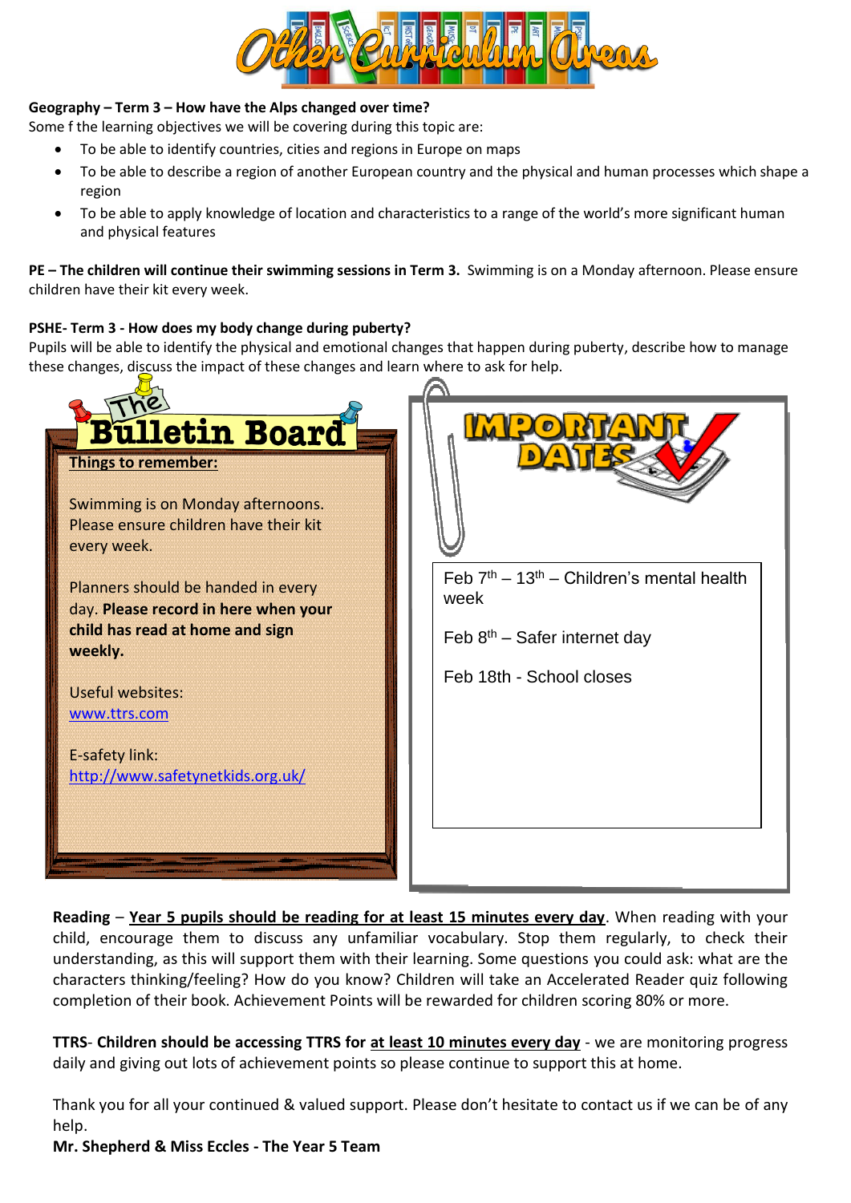# Other Curriculum Areas

**Geography – Term 3 – How have the Alps changed over time?**

Some f the learning objectives we will be covering during this topic are:

- To be able to identify countries, cities and regions in Europe on maps
- To be able to describe a region of another European country and the physical and human processes which shape a region
- To be able to apply knowledge of location and characteristics to a range of the world's more significant human and physical features

**PE – The children will continue their swimming sessions in Term 3.** Swimming is on a Monday afternoon. Please ensure children have their kit every week.

**PSHE- Term 3 - How does my body change during puberty?**

Pupils will be able to identify the physical and emotional changes that happen during puberty, describe how to manage these changes, discuss the impact of these changes and learn where to ask for help.

## The Bulletin Board

**Things to remember:**

Swimming is on Monday afternoons. Please ensure children have their kit every week.

Planners should be handed in every day. **Please record in here when your child has read at home and sign weekly.**

Useful websites:
[www.ttrs.com](www.ttrs.com)

E-safety link:
[http://www.safetynetkids.org.uk/](http://www.safetynetkids.org.uk/)

## Important Dates

Feb 7th – 13th – Children's mental health week

Feb 8th – Safer internet day

Feb 18th - School closes

**Reading** – **Year 5 pupils should be reading for at least 15 minutes every day**. When reading with your child, encourage them to discuss any unfamiliar vocabulary. Stop them regularly, to check their understanding, as this will support them with their learning. Some questions you could ask: what are the characters thinking/feeling? How do you know? Children will take an Accelerated Reader quiz following completion of their book. Achievement Points will be rewarded for children scoring 80% or more.

**TTRS**- **Children should be accessing TTRS for at least 10 minutes every day** - we are monitoring progress daily and giving out lots of achievement points so please continue to support this at home.

Thank you for all your continued & valued support. Please don't hesitate to contact us if we can be of any help.

**Mr. Shepherd & Miss Eccles - The Year 5 Team**